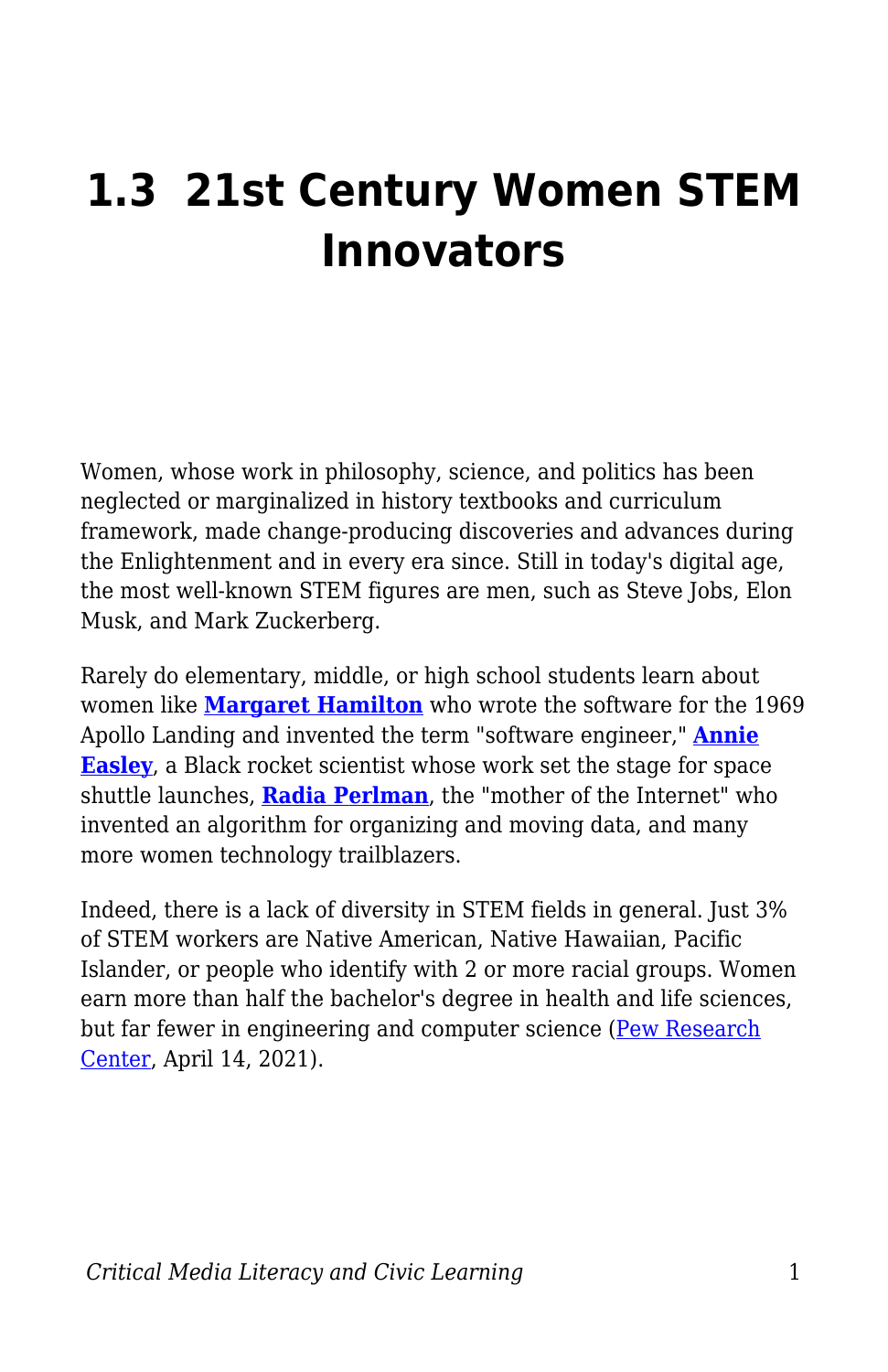# 1.3 21st Century Women STEM Innovators

Women, whose work in philosophy, science, and politics has been neglected or marginalized in history textbooks and curriculum framework, made change-producing discoveries and advances during the Enlightenment and in every era since. Still in today's digital age, the most well-known STEM figures are men, such as Steve Jobs, Elon Musk, and Mark Zuckerberg.

Rarely do elementary, middle, or high school students learn about women like **Margaret Hamilton** who wrote the software for the 1969 Apollo Landing and invented the term "software engineer," **Annie Easley**, a Black rocket scientist whose work set the stage for space shuttle launches, **Radia Perlman**, the "mother of the Internet" who invented an algorithm for organizing and moving data, and many more women technology trailblazers.

Indeed, there is a lack of diversity in STEM fields in general. Just 3% of STEM workers are Native American, Native Hawaiian, Pacific Islander, or people who identify with 2 or more racial groups. Women earn more than half the bachelor's degree in health and life sciences, but far fewer in engineering and computer science (Pew Research Center, April 14, 2021).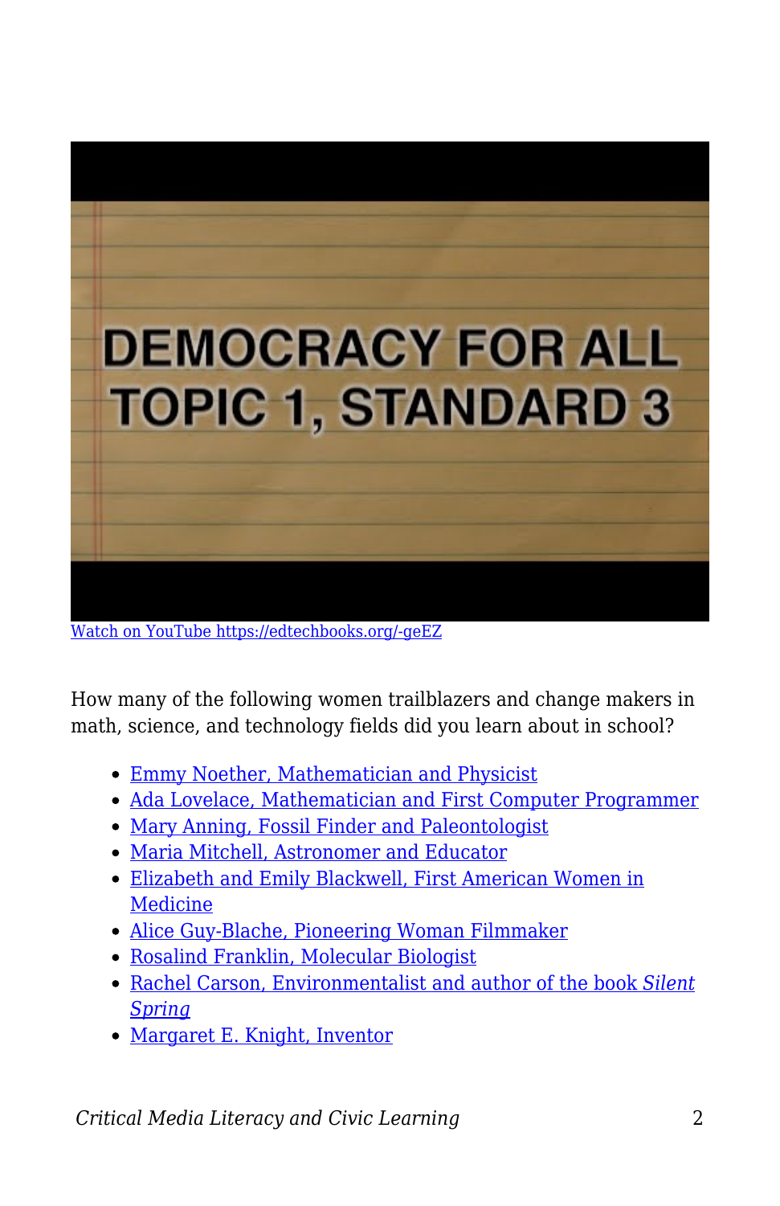DEMOCRACY FOR ALL
TOPIC 1, STANDARD 3

[Watch on YouTube https://edtechbooks.org/-geEZ](https://edtechbooks.org/-geEZ)

How many of the following women trailblazers and change makers in math, science, and technology fields did you learn about in school?

- Emmy Noether, Mathematician and Physicist
- Ada Lovelace, Mathematician and First Computer Programmer
- Mary Anning, Fossil Finder and Paleontologist
- Maria Mitchell, Astronomer and Educator
- Elizabeth and Emily Blackwell, First American Women in Medicine
- Alice Guy-Blache, Pioneering Woman Filmmaker
- Rosalind Franklin, Molecular Biologist
- Rachel Carson, Environmentalist and author of the book *Silent Spring*
- Margaret E. Knight, Inventor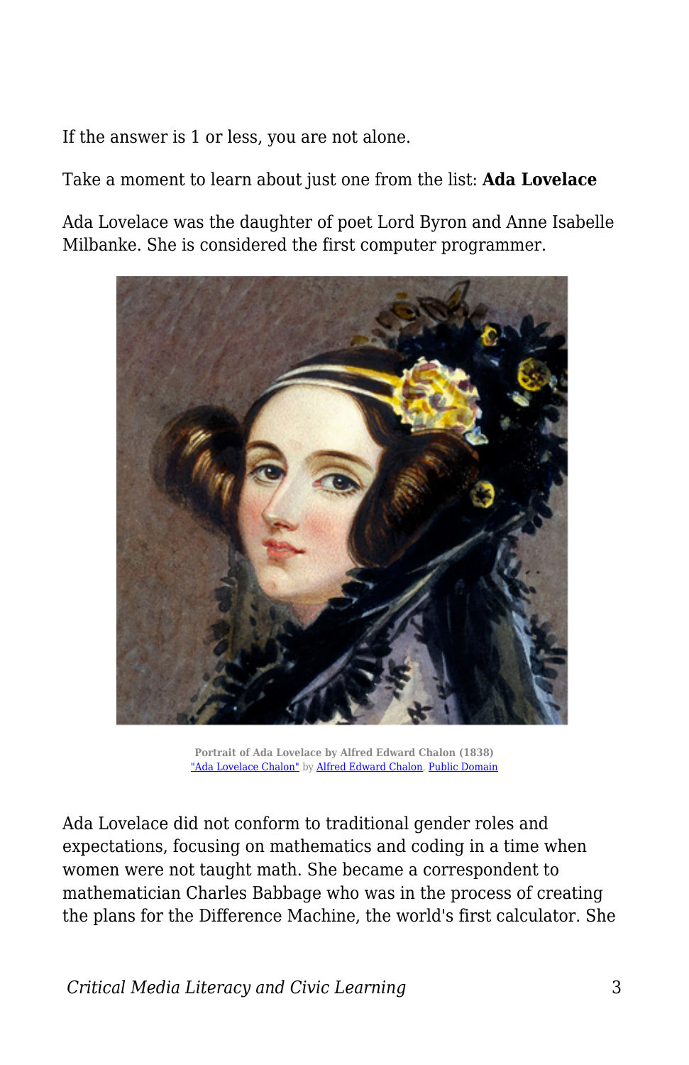If the answer is 1 or less, you are not alone.

Take a moment to learn about just one from the list: **Ada Lovelace**

Ada Lovelace was the daughter of poet Lord Byron and Anne Isabelle Milbanke. She is considered the first computer programmer.

**Portrait of Ada Lovelace by Alfred Edward Chalon (1838)**
"Ada Lovelace Chalon" by Alfred Edward Chalon, Public Domain

Ada Lovelace did not conform to traditional gender roles and expectations, focusing on mathematics and coding in a time when women were not taught math. She became a correspondent to mathematician Charles Babbage who was in the process of creating the plans for the Difference Machine, the world's first calculator. She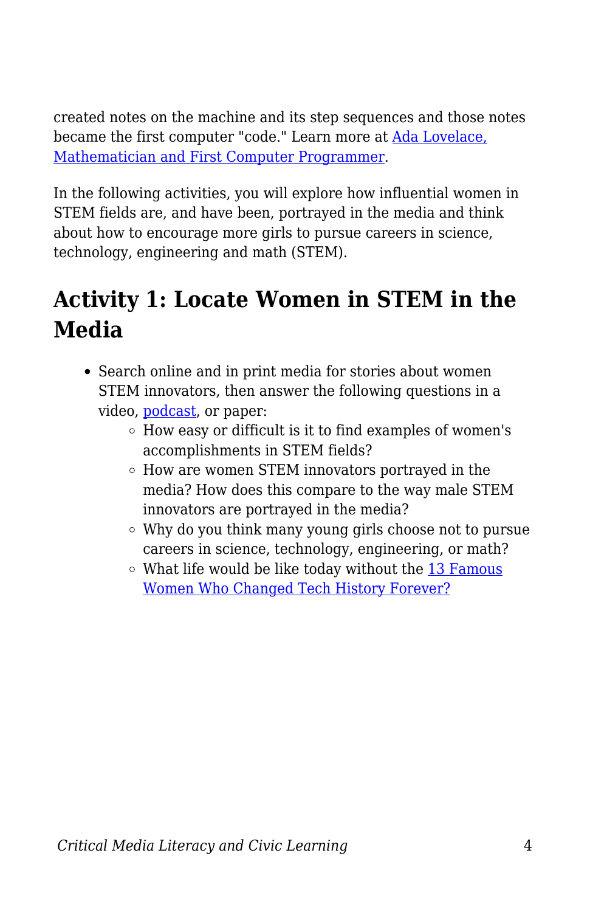created notes on the machine and its step sequences and those notes became the first computer "code." Learn more at [Ada Lovelace, Mathematician and First Computer Programmer](#).

In the following activities, you will explore how influential women in STEM fields are, and have been, portrayed in the media and think about how to encourage more girls to pursue careers in science, technology, engineering and math (STEM).

## Activity 1: Locate Women in STEM in the Media

- Search online and in print media for stories about women STEM innovators, then answer the following questions in a video, [podcast](#), or paper:
  - How easy or difficult is it to find examples of women's accomplishments in STEM fields?
  - How are women STEM innovators portrayed in the media? How does this compare to the way male STEM innovators are portrayed in the media?
  - Why do you think many young girls choose not to pursue careers in science, technology, engineering, or math?
  - What life would be like today without the [13 Famous Women Who Changed Tech History Forever?](#)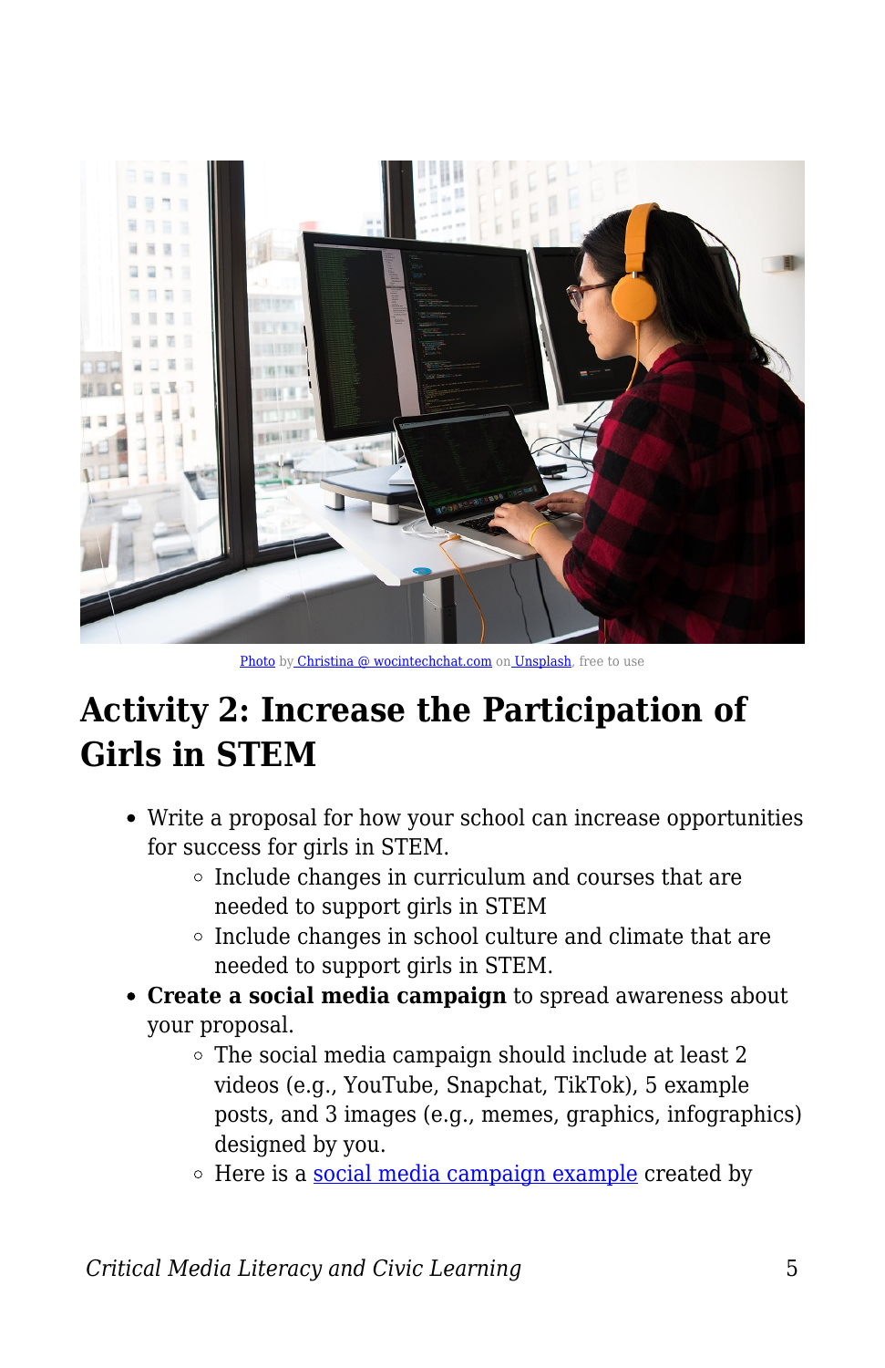Photo by Christina @ wocintechchat.com on Unsplash, free to use

## Activity 2: Increase the Participation of Girls in STEM

- Write a proposal for how your school can increase opportunities for success for girls in STEM.
  - Include changes in curriculum and courses that are needed to support girls in STEM
  - Include changes in school culture and climate that are needed to support girls in STEM.
- **Create a social media campaign** to spread awareness about your proposal.
  - The social media campaign should include at least 2 videos (e.g., YouTube, Snapchat, TikTok), 5 example posts, and 3 images (e.g., memes, graphics, infographics) designed by you.
  - Here is a social media campaign example created by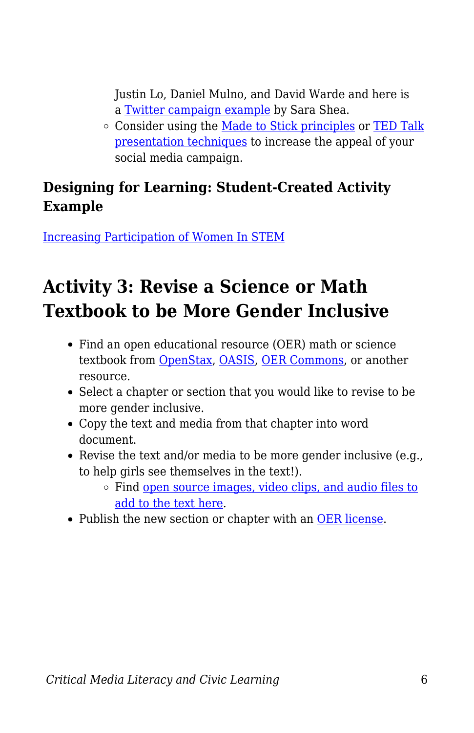Justin Lo, Daniel Mulno, and David Warde and here is a Twitter campaign example by Sara Shea.
  - Consider using the Made to Stick principles or TED Talk presentation techniques to increase the appeal of your social media campaign.

### Designing for Learning: Student-Created Activity Example

Increasing Participation of Women In STEM

## Activity 3: Revise a Science or Math Textbook to be More Gender Inclusive

- Find an open educational resource (OER) math or science textbook from OpenStax, OASIS, OER Commons, or another resource.
- Select a chapter or section that you would like to revise to be more gender inclusive.
- Copy the text and media from that chapter into word document.
- Revise the text and/or media to be more gender inclusive (e.g., to help girls see themselves in the text!).
  - Find open source images, video clips, and audio files to add to the text here.
- Publish the new section or chapter with an OER license.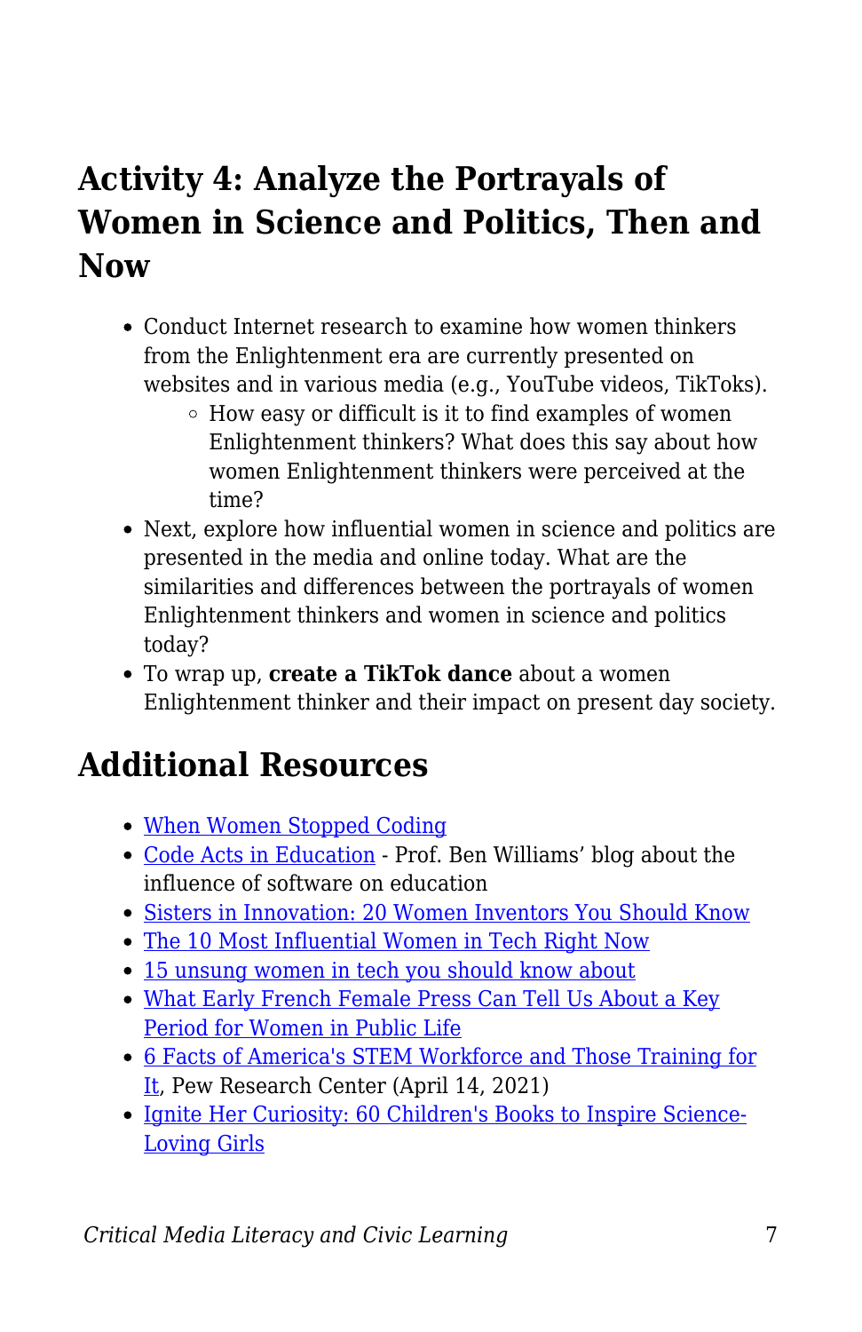## Activity 4: Analyze the Portrayals of Women in Science and Politics, Then and Now

- Conduct Internet research to examine how women thinkers from the Enlightenment era are currently presented on websites and in various media (e.g., YouTube videos, TikToks).
    - How easy or difficult is it to find examples of women Enlightenment thinkers? What does this say about how women Enlightenment thinkers were perceived at the time?
- Next, explore how influential women in science and politics are presented in the media and online today. What are the similarities and differences between the portrayals of women Enlightenment thinkers and women in science and politics today?
- To wrap up, **create a TikTok dance** about a women Enlightenment thinker and their impact on present day society.

## Additional Resources

- When Women Stopped Coding
- Code Acts in Education - Prof. Ben Williams' blog about the influence of software on education
- Sisters in Innovation: 20 Women Inventors You Should Know
- The 10 Most Influential Women in Tech Right Now
- 15 unsung women in tech you should know about
- What Early French Female Press Can Tell Us About a Key Period for Women in Public Life
- 6 Facts of America's STEM Workforce and Those Training for It, Pew Research Center (April 14, 2021)
- Ignite Her Curiosity: 60 Children's Books to Inspire Science-Loving Girls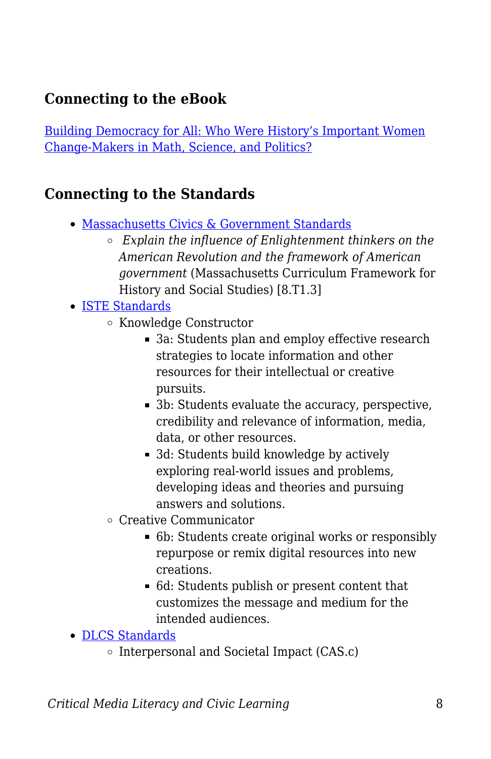### Connecting to the eBook

[Building Democracy for All: Who Were History's Important Women Change-Makers in Math, Science, and Politics?]()

### Connecting to the Standards

- [Massachusetts Civics & Government Standards]()
  - *Explain the influence of Enlightenment thinkers on the American Revolution and the framework of American government* (Massachusetts Curriculum Framework for History and Social Studies) [8.T1.3]
- [ISTE Standards]()
  - Knowledge Constructor
    - 3a: Students plan and employ effective research strategies to locate information and other resources for their intellectual or creative pursuits.
    - 3b: Students evaluate the accuracy, perspective, credibility and relevance of information, media, data, or other resources.
    - 3d: Students build knowledge by actively exploring real-world issues and problems, developing ideas and theories and pursuing answers and solutions.
  - Creative Communicator
    - 6b: Students create original works or responsibly repurpose or remix digital resources into new creations.
    - 6d: Students publish or present content that customizes the message and medium for the intended audiences.
- [DLCS Standards]()
  - Interpersonal and Societal Impact (CAS.c)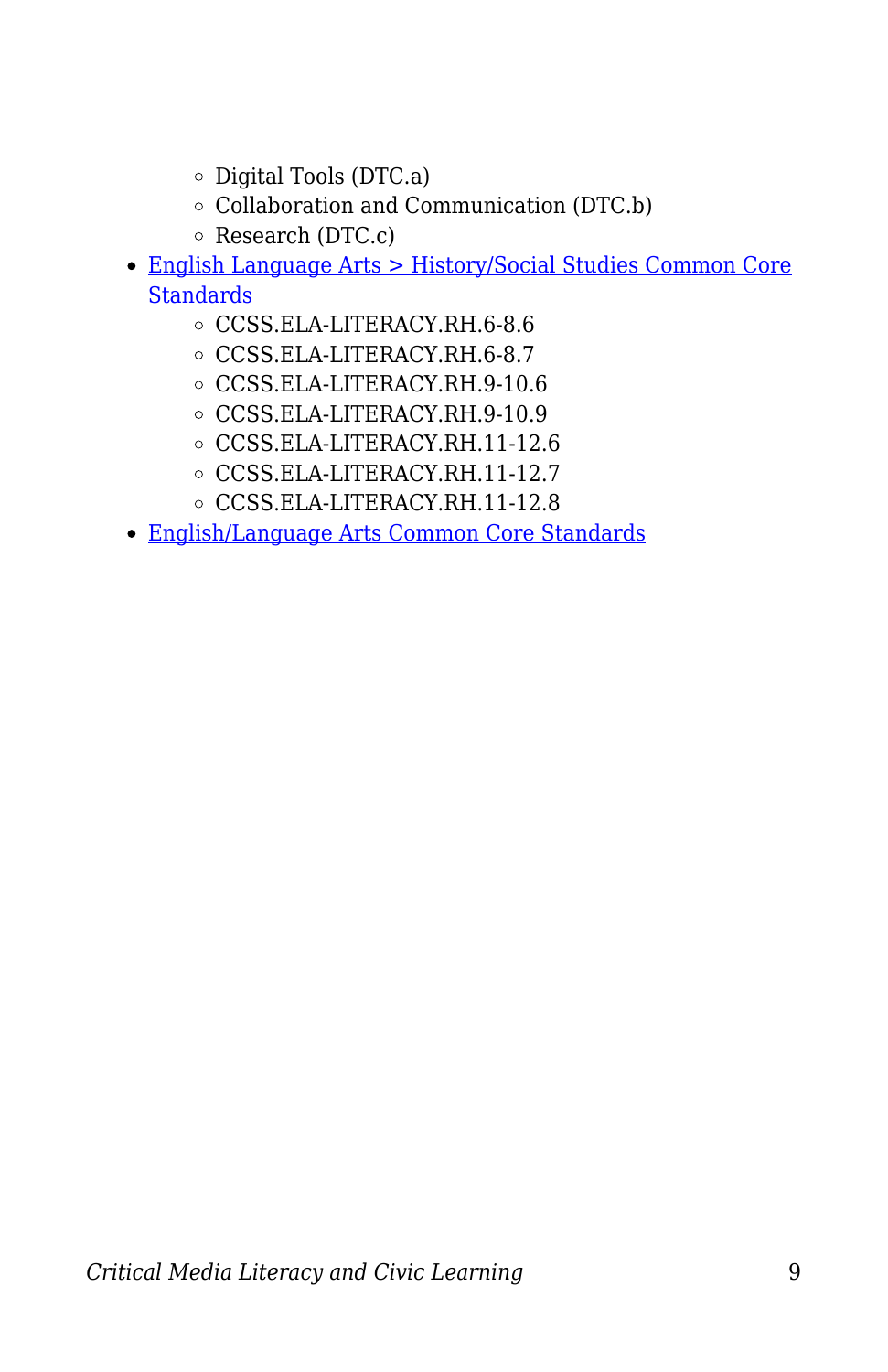- Digital Tools (DTC.a)
    - Collaboration and Communication (DTC.b)
    - Research (DTC.c)
- English Language Arts > History/Social Studies Common Core Standards
    - CCSS.ELA-LITERACY.RH.6-8.6
    - CCSS.ELA-LITERACY.RH.6-8.7
    - CCSS.ELA-LITERACY.RH.9-10.6
    - CCSS.ELA-LITERACY.RH.9-10.9
    - CCSS.ELA-LITERACY.RH.11-12.6
    - CCSS.ELA-LITERACY.RH.11-12.7
    - CCSS.ELA-LITERACY.RH.11-12.8
- English/Language Arts Common Core Standards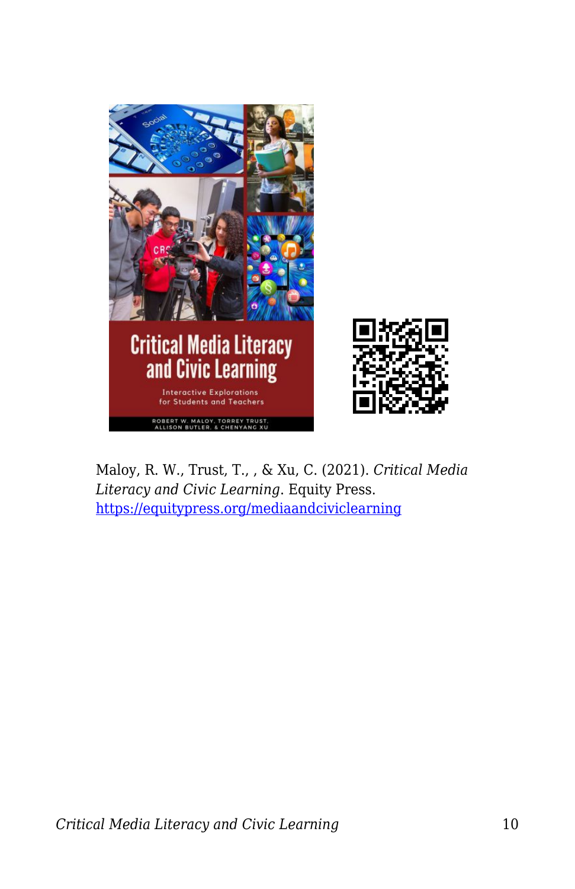Maloy, R. W., Trust, T., , & Xu, C. (2021). *Critical Media Literacy and Civic Learning*. Equity Press. https://equitypress.org/mediaandciviclearning